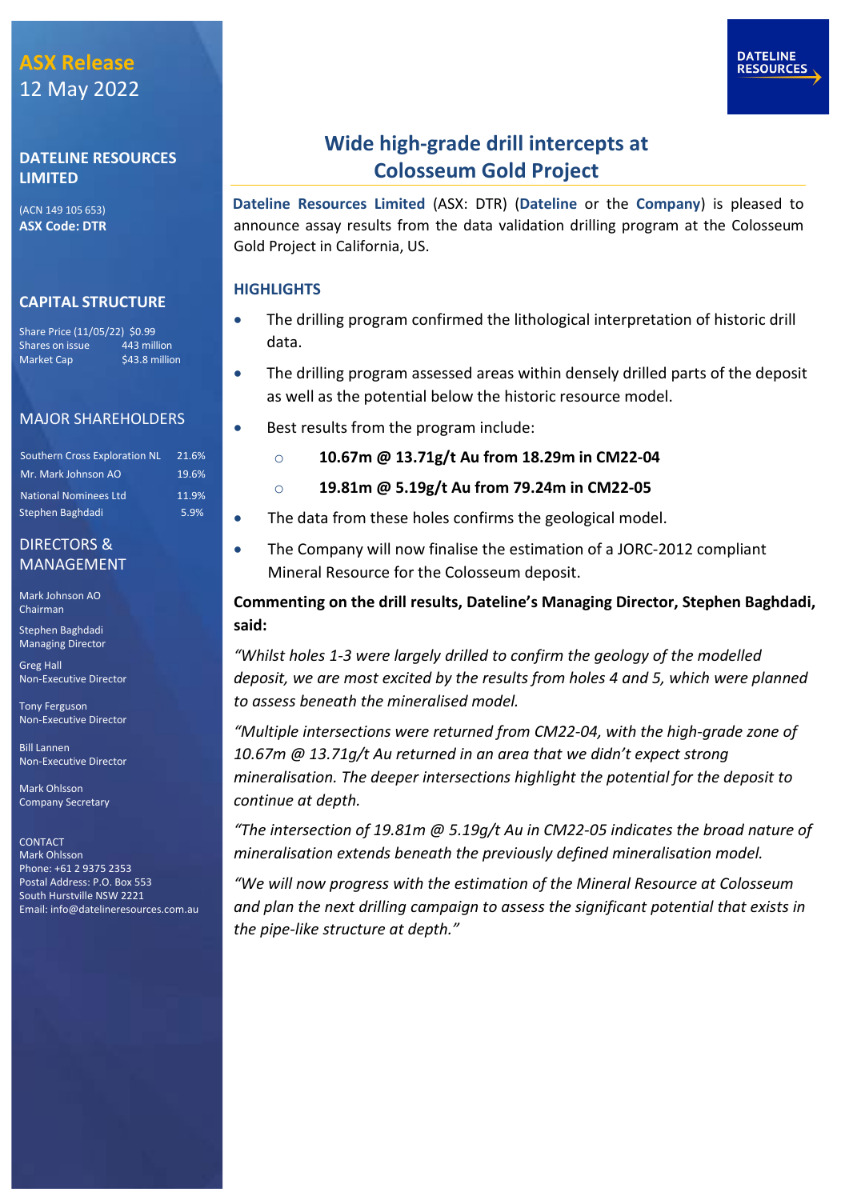**ASX Release**
12 May 2022

## DATELINE RESOURCES LIMITED

(ACN 149 105 653)
**ASX Code: DTR**

### CAPITAL STRUCTURE

| | |
|---|---|
| Share Price (11/05/22) | $0.99 |
| Shares on issue | 443 million |
| Market Cap | $43.8 million |

### MAJOR SHAREHOLDERS

| | |
|---|---|
| Southern Cross Exploration NL | 21.6% |
| Mr. Mark Johnson AO | 19.6% |
| National Nominees Ltd | 11.9% |
| Stephen Baghdadi | 5.9% |

### DIRECTORS & MANAGEMENT

Mark Johnson AO
Chairman

Stephen Baghdadi
Managing Director

Greg Hall
Non-Executive Director

Tony Ferguson
Non-Executive Director

Bill Lannen
Non-Executive Director

Mark Ohlsson
Company Secretary

CONTACT
Mark Ohlsson
Phone: +61 2 9375 2353
Postal Address: P.O. Box 553
South Hurstville NSW 2221
Email: info@datelineresources.com.au

# Wide high-grade drill intercepts at Colosseum Gold Project

**Dateline Resources Limited** (ASX: DTR) (**Dateline** or the **Company**) is pleased to announce assay results from the data validation drilling program at the Colosseum Gold Project in California, US.

## HIGHLIGHTS

- The drilling program confirmed the lithological interpretation of historic drill data.
- The drilling program assessed areas within densely drilled parts of the deposit as well as the potential below the historic resource model.
- Best results from the program include:
  - **10.67m @ 13.71g/t Au from 18.29m in CM22-04**
  - **19.81m @ 5.19g/t Au from 79.24m in CM22-05**
- The data from these holes confirms the geological model.
- The Company will now finalise the estimation of a JORC-2012 compliant Mineral Resource for the Colosseum deposit.

**Commenting on the drill results, Dateline's Managing Director, Stephen Baghdadi, said:**

*"Whilst holes 1-3 were largely drilled to confirm the geology of the modelled deposit, we are most excited by the results from holes 4 and 5, which were planned to assess beneath the mineralised model.*

*"Multiple intersections were returned from CM22-04, with the high-grade zone of 10.67m @ 13.71g/t Au returned in an area that we didn't expect strong mineralisation. The deeper intersections highlight the potential for the deposit to continue at depth.*

*"The intersection of 19.81m @ 5.19g/t Au in CM22-05 indicates the broad nature of mineralisation extends beneath the previously defined mineralisation model.*

*"We will now progress with the estimation of the Mineral Resource at Colosseum and plan the next drilling campaign to assess the significant potential that exists in the pipe-like structure at depth."*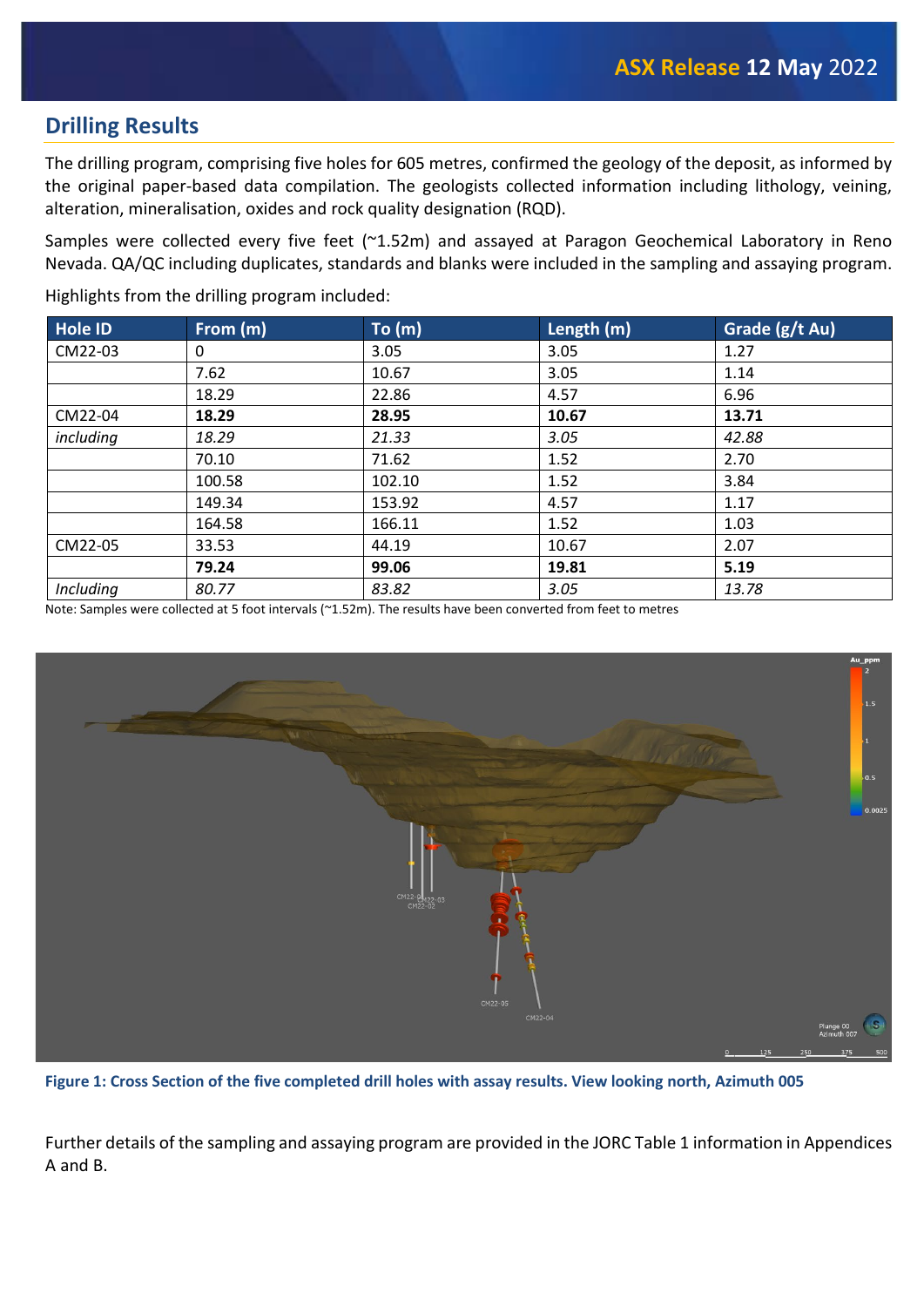## Drilling Results

The drilling program, comprising five holes for 605 metres, confirmed the geology of the deposit, as informed by the original paper-based data compilation. The geologists collected information including lithology, veining, alteration, mineralisation, oxides and rock quality designation (RQD).

Samples were collected every five feet (~1.52m) and assayed at Paragon Geochemical Laboratory in Reno Nevada. QA/QC including duplicates, standards and blanks were included in the sampling and assaying program.

Highlights from the drilling program included:

| Hole ID | From (m) | To (m) | Length (m) | Grade (g/t Au) |
|---|---|---|---|---|
| CM22-03 | 0 | 3.05 | 3.05 | 1.27 |
| | 7.62 | 10.67 | 3.05 | 1.14 |
| | 18.29 | 22.86 | 4.57 | 6.96 |
| CM22-04 | **18.29** | **28.95** | **10.67** | **13.71** |
| *including* | *18.29* | *21.33* | *3.05* | *42.88* |
| | 70.10 | 71.62 | 1.52 | 2.70 |
| | 100.58 | 102.10 | 1.52 | 3.84 |
| | 149.34 | 153.92 | 4.57 | 1.17 |
| | 164.58 | 166.11 | 1.52 | 1.03 |
| CM22-05 | 33.53 | 44.19 | 10.67 | 2.07 |
| | **79.24** | **99.06** | **19.81** | **5.19** |
| *Including* | *80.77* | *83.82* | *3.05* | *13.78* |

Note: Samples were collected at 5 foot intervals (~1.52m). The results have been converted from feet to metres

**Figure 1: Cross Section of the five completed drill holes with assay results. View looking north, Azimuth 005**

Further details of the sampling and assaying program are provided in the JORC Table 1 information in Appendices A and B.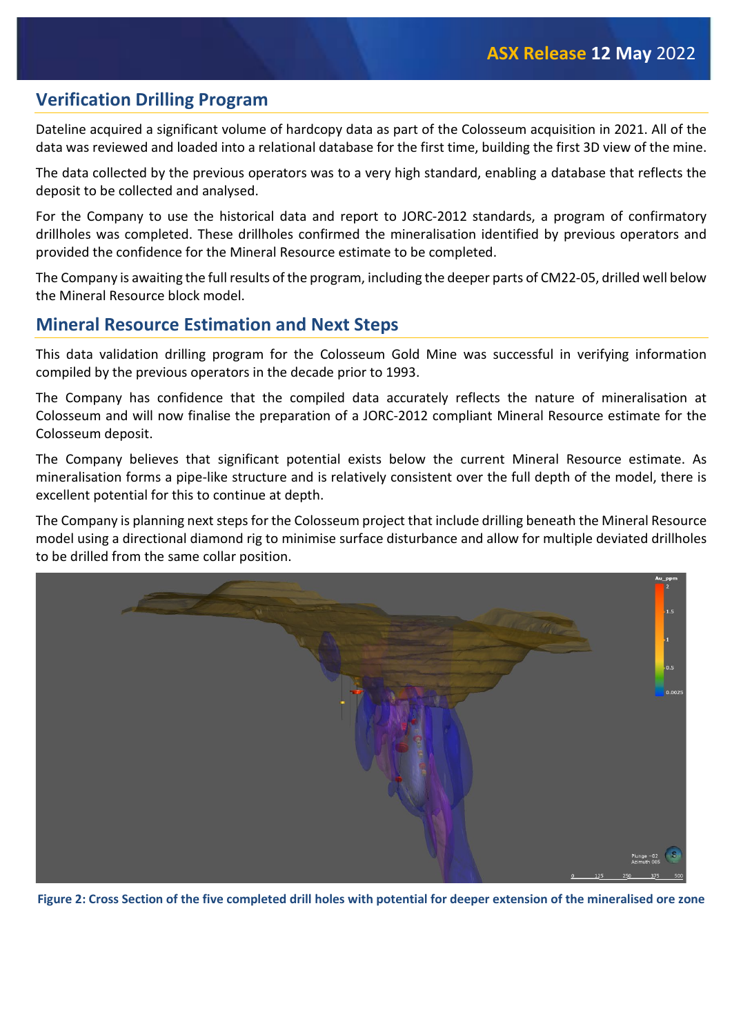## Verification Drilling Program

Dateline acquired a significant volume of hardcopy data as part of the Colosseum acquisition in 2021. All of the data was reviewed and loaded into a relational database for the first time, building the first 3D view of the mine.

The data collected by the previous operators was to a very high standard, enabling a database that reflects the deposit to be collected and analysed.

For the Company to use the historical data and report to JORC-2012 standards, a program of confirmatory drillholes was completed. These drillholes confirmed the mineralisation identified by previous operators and provided the confidence for the Mineral Resource estimate to be completed.

The Company is awaiting the full results of the program, including the deeper parts of CM22-05, drilled well below the Mineral Resource block model.

## Mineral Resource Estimation and Next Steps

This data validation drilling program for the Colosseum Gold Mine was successful in verifying information compiled by the previous operators in the decade prior to 1993.

The Company has confidence that the compiled data accurately reflects the nature of mineralisation at Colosseum and will now finalise the preparation of a JORC-2012 compliant Mineral Resource estimate for the Colosseum deposit.

The Company believes that significant potential exists below the current Mineral Resource estimate. As mineralisation forms a pipe-like structure and is relatively consistent over the full depth of the model, there is excellent potential for this to continue at depth.

The Company is planning next steps for the Colosseum project that include drilling beneath the Mineral Resource model using a directional diamond rig to minimise surface disturbance and allow for multiple deviated drillholes to be drilled from the same collar position.

**Figure 2: Cross Section of the five completed drill holes with potential for deeper extension of the mineralised ore zone**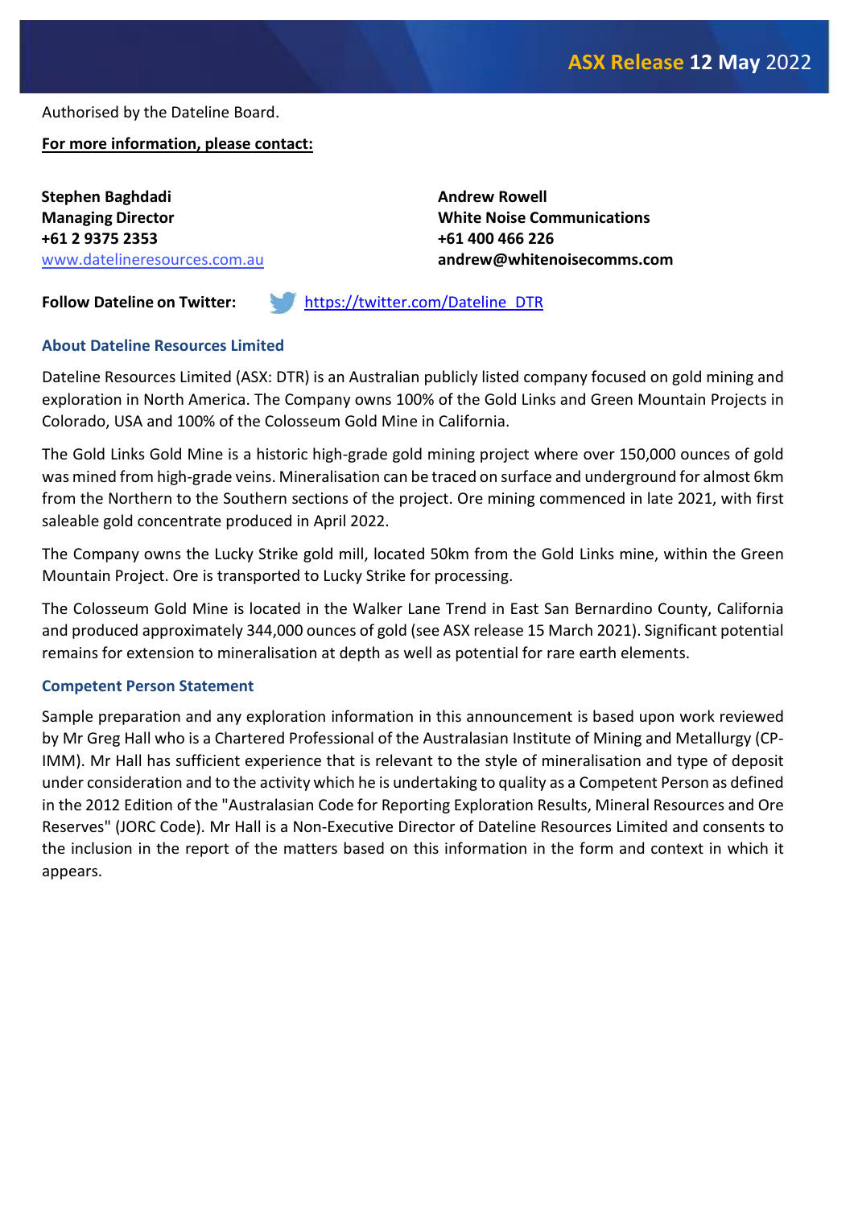Authorised by the Dateline Board.

**For more information, please contact:**

**Stephen Baghdadi**
**Managing Director**
**+61 2 9375 2353**
www.datelineresources.com.au

**Andrew Rowell**
**White Noise Communications**
**+61 400 466 226**
**andrew@whitenoisecomms.com**

**Follow Dateline on Twitter:** https://twitter.com/Dateline_DTR

## About Dateline Resources Limited

Dateline Resources Limited (ASX: DTR) is an Australian publicly listed company focused on gold mining and exploration in North America. The Company owns 100% of the Gold Links and Green Mountain Projects in Colorado, USA and 100% of the Colosseum Gold Mine in California.

The Gold Links Gold Mine is a historic high-grade gold mining project where over 150,000 ounces of gold was mined from high-grade veins. Mineralisation can be traced on surface and underground for almost 6km from the Northern to the Southern sections of the project. Ore mining commenced in late 2021, with first saleable gold concentrate produced in April 2022.

The Company owns the Lucky Strike gold mill, located 50km from the Gold Links mine, within the Green Mountain Project. Ore is transported to Lucky Strike for processing.

The Colosseum Gold Mine is located in the Walker Lane Trend in East San Bernardino County, California and produced approximately 344,000 ounces of gold (see ASX release 15 March 2021). Significant potential remains for extension to mineralisation at depth as well as potential for rare earth elements.

## Competent Person Statement

Sample preparation and any exploration information in this announcement is based upon work reviewed by Mr Greg Hall who is a Chartered Professional of the Australasian Institute of Mining and Metallurgy (CP-IMM). Mr Hall has sufficient experience that is relevant to the style of mineralisation and type of deposit under consideration and to the activity which he is undertaking to quality as a Competent Person as defined in the 2012 Edition of the "Australasian Code for Reporting Exploration Results, Mineral Resources and Ore Reserves" (JORC Code). Mr Hall is a Non-Executive Director of Dateline Resources Limited and consents to the inclusion in the report of the matters based on this information in the form and context in which it appears.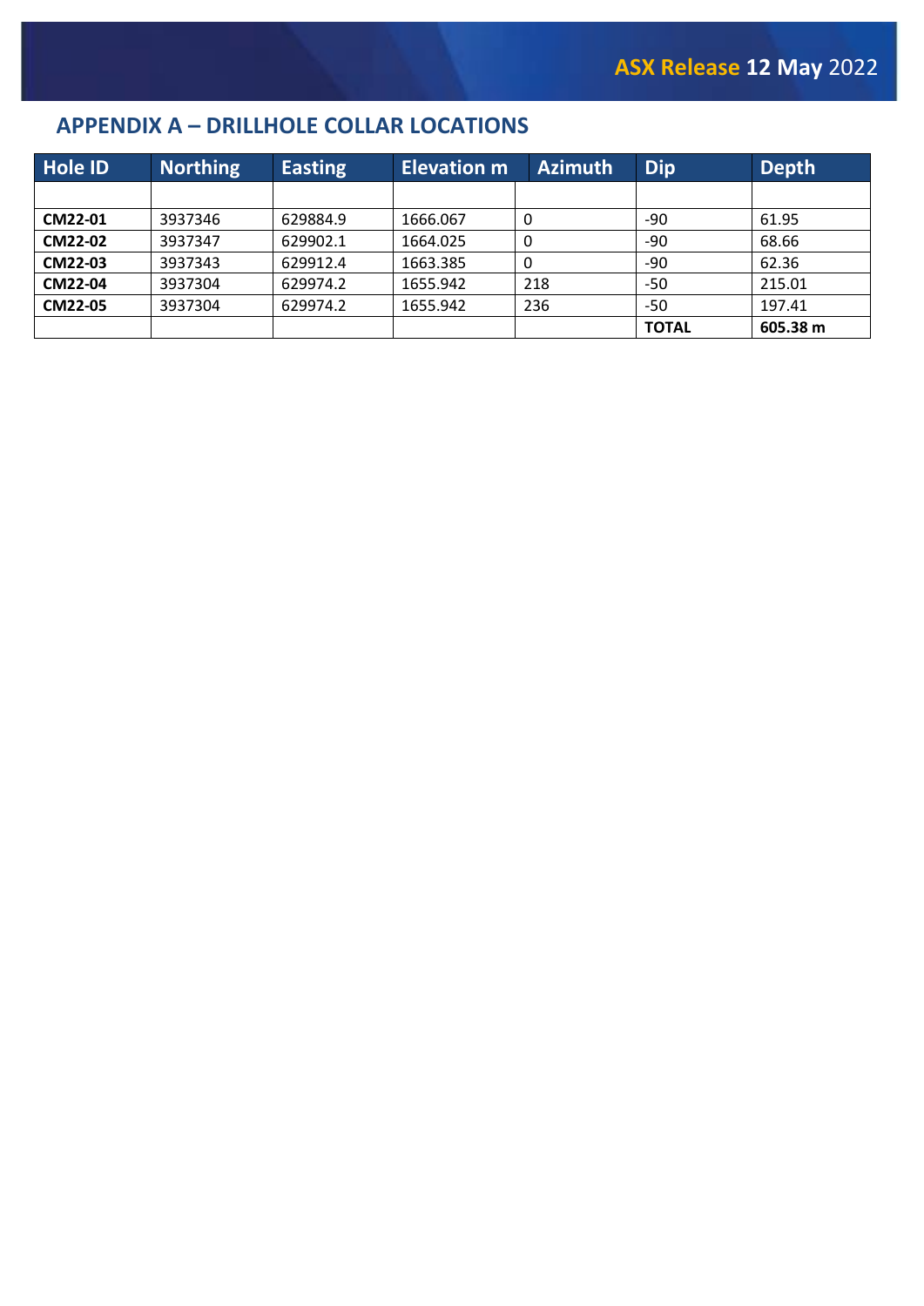## APPENDIX A – DRILLHOLE COLLAR LOCATIONS

| Hole ID | Northing | Easting | Elevation m | Azimuth | Dip | Depth |
|---|---|---|---|---|---|---|
| | | | | | | |
| **CM22-01** | 3937346 | 629884.9 | 1666.067 | 0 | -90 | 61.95 |
| **CM22-02** | 3937347 | 629902.1 | 1664.025 | 0 | -90 | 68.66 |
| **CM22-03** | 3937343 | 629912.4 | 1663.385 | 0 | -90 | 62.36 |
| **CM22-04** | 3937304 | 629974.2 | 1655.942 | 218 | -50 | 215.01 |
| **CM22-05** | 3937304 | 629974.2 | 1655.942 | 236 | -50 | 197.41 |
| | | | | | **TOTAL** | **605.38 m** |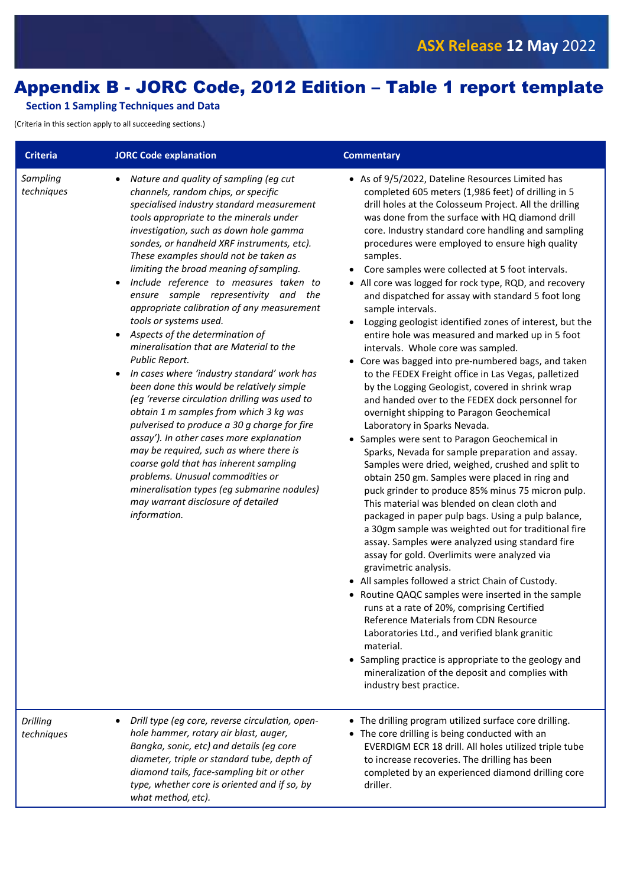# Appendix B - JORC Code, 2012 Edition – Table 1 report template

### Section 1 Sampling Techniques and Data

(Criteria in this section apply to all succeeding sections.)

| Criteria | JORC Code explanation | Commentary |
|---|---|---|
| *Sampling techniques* | • *Nature and quality of sampling (eg cut channels, random chips, or specific specialised industry standard measurement tools appropriate to the minerals under investigation, such as down hole gamma sondes, or handheld XRF instruments, etc). These examples should not be taken as limiting the broad meaning of sampling.*<br>• *Include reference to measures taken to ensure sample representivity and the appropriate calibration of any measurement tools or systems used.*<br>• *Aspects of the determination of mineralisation that are Material to the Public Report.*<br>• *In cases where 'industry standard' work has been done this would be relatively simple (eg 'reverse circulation drilling was used to obtain 1 m samples from which 3 kg was pulverised to produce a 30 g charge for fire assay'). In other cases more explanation may be required, such as where there is coarse gold that has inherent sampling problems. Unusual commodities or mineralisation types (eg submarine nodules) may warrant disclosure of detailed information.* | • As of 9/5/2022, Dateline Resources Limited has completed 605 meters (1,986 feet) of drilling in 5 drill holes at the Colosseum Project. All the drilling was done from the surface with HQ diamond drill core. Industry standard core handling and sampling procedures were employed to ensure high quality samples.<br>• Core samples were collected at 5 foot intervals.<br>• All core was logged for rock type, RQD, and recovery and dispatched for assay with standard 5 foot long sample intervals.<br>• Logging geologist identified zones of interest, but the entire hole was measured and marked up in 5 foot intervals. Whole core was sampled.<br>• Core was bagged into pre-numbered bags, and taken to the FEDEX Freight office in Las Vegas, palletized by the Logging Geologist, covered in shrink wrap and handed over to the FEDEX dock personnel for overnight shipping to Paragon Geochemical Laboratory in Sparks Nevada.<br>• Samples were sent to Paragon Geochemical in Sparks, Nevada for sample preparation and assay. Samples were dried, weighed, crushed and split to obtain 250 gm. Samples were placed in ring and puck grinder to produce 85% minus 75 micron pulp. This material was blended on clean cloth and packaged in paper pulp bags. Using a pulp balance, a 30gm sample was weighted out for traditional fire assay. Samples were analyzed using standard fire assay for gold. Overlimits were analyzed via gravimetric analysis.<br>• All samples followed a strict Chain of Custody.<br>• Routine QAQC samples were inserted in the sample runs at a rate of 20%, comprising Certified Reference Materials from CDN Resource Laboratories Ltd., and verified blank granitic material.<br>• Sampling practice is appropriate to the geology and mineralization of the deposit and complies with industry best practice. |
| *Drilling techniques* | • *Drill type (eg core, reverse circulation, open-hole hammer, rotary air blast, auger, Bangka, sonic, etc) and details (eg core diameter, triple or standard tube, depth of diamond tails, face-sampling bit or other type, whether core is oriented and if so, by what method, etc).* | • The drilling program utilized surface core drilling.<br>• The core drilling is being conducted with an EVERDIGM ECR 18 drill. All holes utilized triple tube to increase recoveries. The drilling has been completed by an experienced diamond drilling core driller. |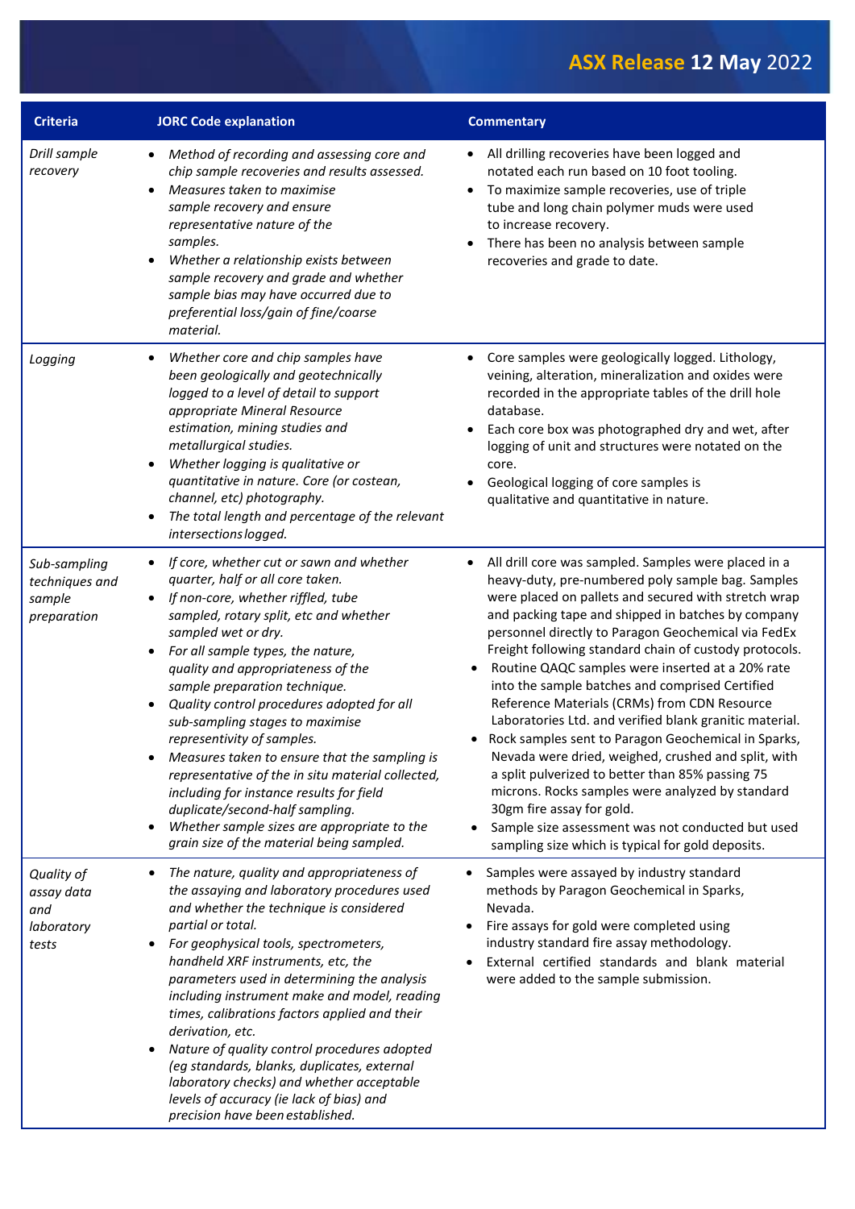| Criteria | JORC Code explanation | Commentary |
|---|---|---|
| *Drill sample recovery* | • *Method of recording and assessing core and chip sample recoveries and results assessed.*<br>• *Measures taken to maximise sample recovery and ensure representative nature of the samples.*<br>• *Whether a relationship exists between sample recovery and grade and whether sample bias may have occurred due to preferential loss/gain of fine/coarse material.* | • All drilling recoveries have been logged and notated each run based on 10 foot tooling.<br>• To maximize sample recoveries, use of triple tube and long chain polymer muds were used to increase recovery.<br>• There has been no analysis between sample recoveries and grade to date. |
| *Logging* | • *Whether core and chip samples have been geologically and geotechnically logged to a level of detail to support appropriate Mineral Resource estimation, mining studies and metallurgical studies.*<br>• *Whether logging is qualitative or quantitative in nature. Core (or costean, channel, etc) photography.*<br>• *The total length and percentage of the relevant intersections logged.* | • Core samples were geologically logged. Lithology, veining, alteration, mineralization and oxides were recorded in the appropriate tables of the drill hole database.<br>• Each core box was photographed dry and wet, after logging of unit and structures were notated on the core.<br>• Geological logging of core samples is qualitative and quantitative in nature. |
| *Sub-sampling techniques and sample preparation* | • *If core, whether cut or sawn and whether quarter, half or all core taken.*<br>• *If non-core, whether riffled, tube sampled, rotary split, etc and whether sampled wet or dry.*<br>• *For all sample types, the nature, quality and appropriateness of the sample preparation technique.*<br>• *Quality control procedures adopted for all sub-sampling stages to maximise representivity of samples.*<br>• *Measures taken to ensure that the sampling is representative of the in situ material collected, including for instance results for field duplicate/second-half sampling.*<br>• *Whether sample sizes are appropriate to the grain size of the material being sampled.* | • All drill core was sampled. Samples were placed in a heavy-duty, pre-numbered poly sample bag. Samples were placed on pallets and secured with stretch wrap and packing tape and shipped in batches by company personnel directly to Paragon Geochemical via FedEx Freight following standard chain of custody protocols.<br>• Routine QAQC samples were inserted at a 20% rate into the sample batches and comprised Certified Reference Materials (CRMs) from CDN Resource Laboratories Ltd. and verified blank granitic material.<br>• Rock samples sent to Paragon Geochemical in Sparks, Nevada were dried, weighed, crushed and split, with a split pulverized to better than 85% passing 75 microns. Rocks samples were analyzed by standard 30gm fire assay for gold.<br>• Sample size assessment was not conducted but used sampling size which is typical for gold deposits. |
| *Quality of assay data and laboratory tests* | • *The nature, quality and appropriateness of the assaying and laboratory procedures used and whether the technique is considered partial or total.*<br>• *For geophysical tools, spectrometers, handheld XRF instruments, etc, the parameters used in determining the analysis including instrument make and model, reading times, calibrations factors applied and their derivation, etc.*<br>• *Nature of quality control procedures adopted (eg standards, blanks, duplicates, external laboratory checks) and whether acceptable levels of accuracy (ie lack of bias) and precision have been established.* | • Samples were assayed by industry standard methods by Paragon Geochemical in Sparks, Nevada.<br>• Fire assays for gold were completed using industry standard fire assay methodology.<br>• External certified standards and blank material were added to the sample submission. |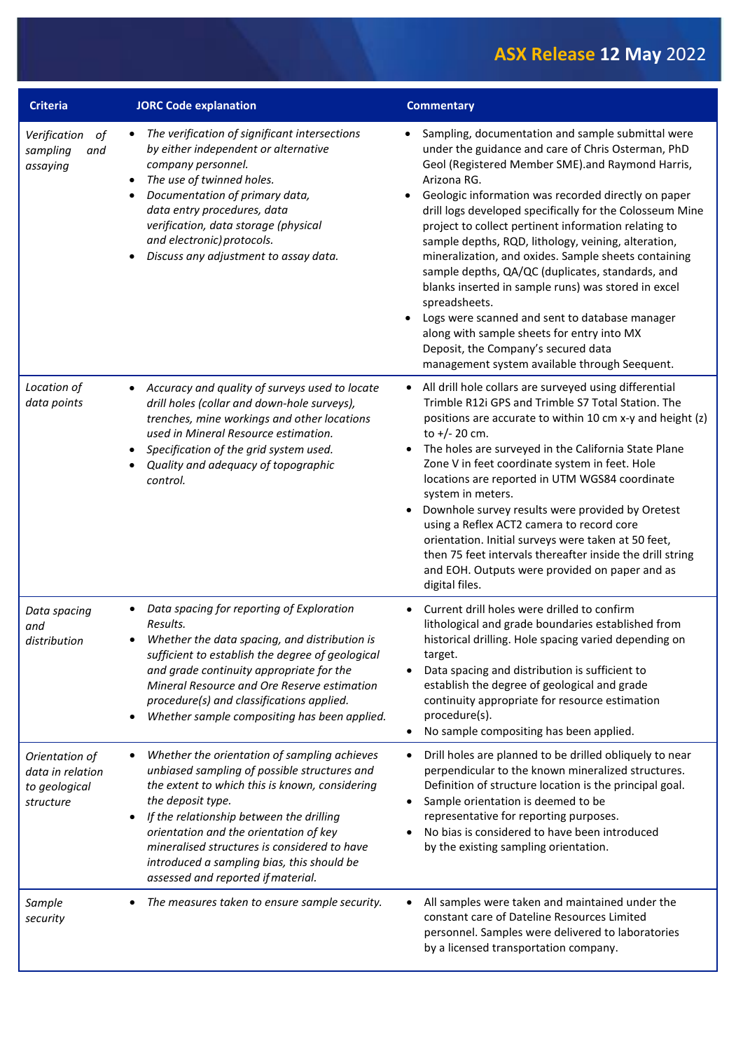| Criteria | JORC Code explanation | Commentary |
|---|---|---|
| *Verification of sampling and assaying* | • *The verification of significant intersections by either independent or alternative company personnel.*<br>• *The use of twinned holes.*<br>• *Documentation of primary data, data entry procedures, data verification, data storage (physical and electronic) protocols.*<br>• *Discuss any adjustment to assay data.* | • Sampling, documentation and sample submittal were under the guidance and care of Chris Osterman, PhD Geol (Registered Member SME).and Raymond Harris, Arizona RG.<br>• Geologic information was recorded directly on paper drill logs developed specifically for the Colosseum Mine project to collect pertinent information relating to sample depths, RQD, lithology, veining, alteration, mineralization, and oxides. Sample sheets containing sample depths, QA/QC (duplicates, standards, and blanks inserted in sample runs) was stored in excel spreadsheets.<br>• Logs were scanned and sent to database manager along with sample sheets for entry into MX Deposit, the Company's secured data management system available through Seequent. |
| *Location of data points* | • *Accuracy and quality of surveys used to locate drill holes (collar and down-hole surveys), trenches, mine workings and other locations used in Mineral Resource estimation.*<br>• *Specification of the grid system used.*<br>• *Quality and adequacy of topographic control.* | • All drill hole collars are surveyed using differential Trimble R12i GPS and Trimble S7 Total Station. The positions are accurate to within 10 cm x-y and height (z) to +/- 20 cm.<br>• The holes are surveyed in the California State Plane Zone V in feet coordinate system in feet. Hole locations are reported in UTM WGS84 coordinate system in meters.<br>• Downhole survey results were provided by Oretest using a Reflex ACT2 camera to record core orientation. Initial surveys were taken at 50 feet, then 75 feet intervals thereafter inside the drill string and EOH. Outputs were provided on paper and as digital files. |
| *Data spacing and distribution* | • *Data spacing for reporting of Exploration Results.*<br>• *Whether the data spacing, and distribution is sufficient to establish the degree of geological and grade continuity appropriate for the Mineral Resource and Ore Reserve estimation procedure(s) and classifications applied.*<br>• *Whether sample compositing has been applied.* | • Current drill holes were drilled to confirm lithological and grade boundaries established from historical drilling. Hole spacing varied depending on target.<br>• Data spacing and distribution is sufficient to establish the degree of geological and grade continuity appropriate for resource estimation procedure(s).<br>• No sample compositing has been applied. |
| *Orientation of data in relation to geological structure* | • *Whether the orientation of sampling achieves unbiased sampling of possible structures and the extent to which this is known, considering the deposit type.*<br>• *If the relationship between the drilling orientation and the orientation of key mineralised structures is considered to have introduced a sampling bias, this should be assessed and reported if material.* | • Drill holes are planned to be drilled obliquely to near perpendicular to the known mineralized structures. Definition of structure location is the principal goal.<br>• Sample orientation is deemed to be representative for reporting purposes.<br>• No bias is considered to have been introduced by the existing sampling orientation. |
| *Sample security* | • *The measures taken to ensure sample security.* | • All samples were taken and maintained under the constant care of Dateline Resources Limited personnel. Samples were delivered to laboratories by a licensed transportation company. |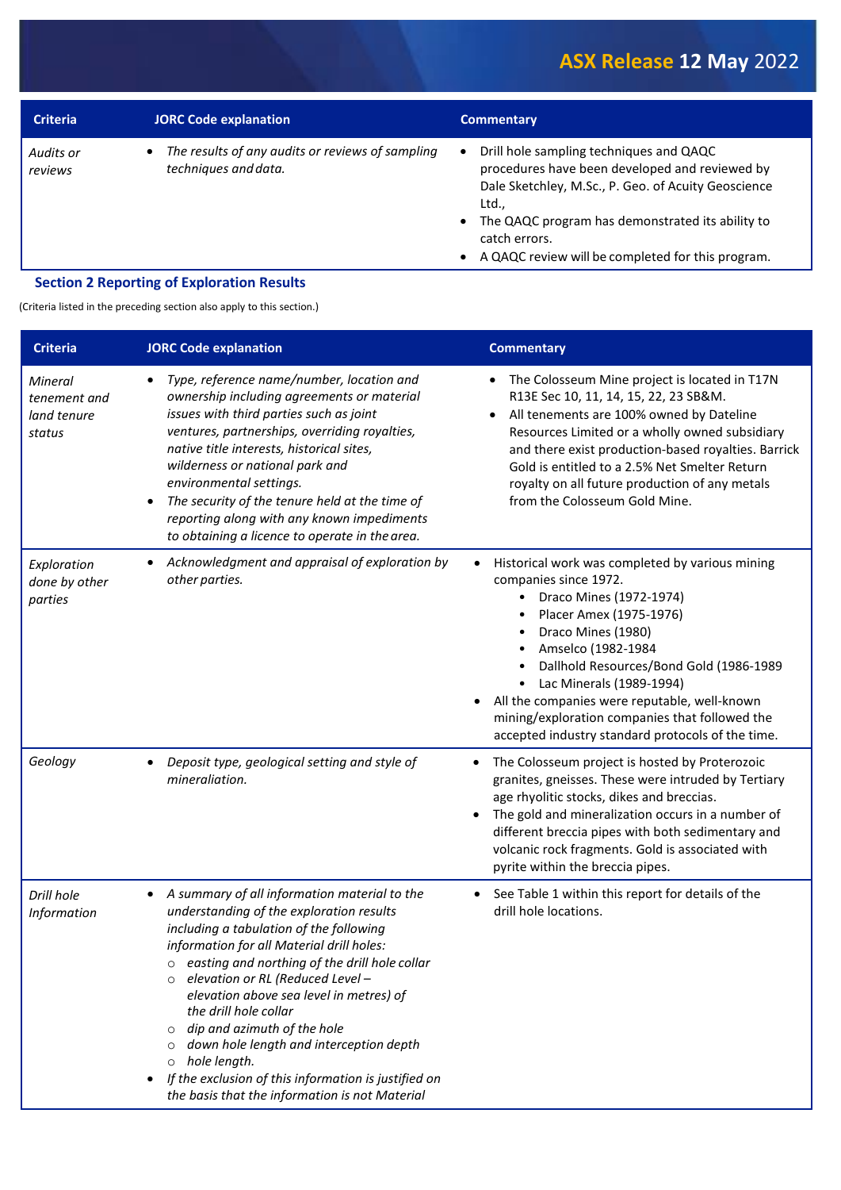| Criteria | JORC Code explanation | Commentary |
|---|---|---|
| *Audits or reviews* | • *The results of any audits or reviews of sampling techniques and data.* | • Drill hole sampling techniques and QAQC procedures have been developed and reviewed by Dale Sketchley, M.Sc., P. Geo. of Acuity Geoscience Ltd.,<br>• The QAQC program has demonstrated its ability to catch errors.<br>• A QAQC review will be completed for this program. |

## Section 2 Reporting of Exploration Results

(Criteria listed in the preceding section also apply to this section.)

| Criteria | JORC Code explanation | Commentary |
|---|---|---|
| *Mineral tenement and land tenure status* | • *Type, reference name/number, location and ownership including agreements or material issues with third parties such as joint ventures, partnerships, overriding royalties, native title interests, historical sites, wilderness or national park and environmental settings.*<br>• *The security of the tenure held at the time of reporting along with any known impediments to obtaining a licence to operate in the area.* | • The Colosseum Mine project is located in T17N R13E Sec 10, 11, 14, 15, 22, 23 SB&M.<br>• All tenements are 100% owned by Dateline Resources Limited or a wholly owned subsidiary and there exist production-based royalties. Barrick Gold is entitled to a 2.5% Net Smelter Return royalty on all future production of any metals from the Colosseum Gold Mine. |
| *Exploration done by other parties* | • *Acknowledgment and appraisal of exploration by other parties.* | • Historical work was completed by various mining companies since 1972.<br>  ◦ Draco Mines (1972-1974)<br>  ◦ Placer Amex (1975-1976)<br>  ◦ Draco Mines (1980)<br>  ◦ Amselco (1982-1984<br>  ◦ Dallhold Resources/Bond Gold (1986-1989<br>  ◦ Lac Minerals (1989-1994)<br>• All the companies were reputable, well-known mining/exploration companies that followed the accepted industry standard protocols of the time. |
| *Geology* | • *Deposit type, geological setting and style of mineraliation.* | • The Colosseum project is hosted by Proterozoic granites, gneisses. These were intruded by Tertiary age rhyolitic stocks, dikes and breccias.<br>• The gold and mineralization occurs in a number of different breccia pipes with both sedimentary and volcanic rock fragments. Gold is associated with pyrite within the breccia pipes. |
| *Drill hole Information* | • *A summary of all information material to the understanding of the exploration results including a tabulation of the following information for all Material drill holes:*<br>  ◦ *easting and northing of the drill hole collar*<br>  ◦ *elevation or RL (Reduced Level – elevation above sea level in metres) of the drill hole collar*<br>  ◦ *dip and azimuth of the hole*<br>  ◦ *down hole length and interception depth*<br>  ◦ *hole length.*<br>• *If the exclusion of this information is justified on the basis that the information is not Material* | • See Table 1 within this report for details of the drill hole locations. |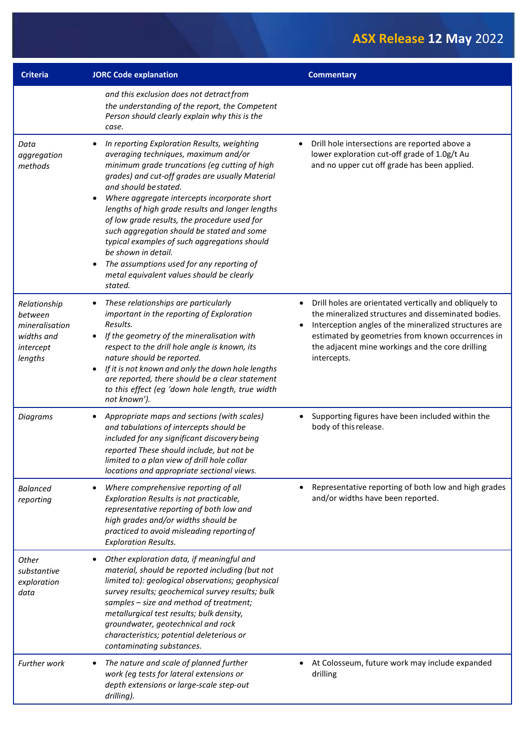| Criteria | JORC Code explanation | Commentary |
|---|---|---|
| | *and this exclusion does not detract from the understanding of the report, the Competent Person should clearly explain why this is the case.* | |
| *Data aggregation methods* | • *In reporting Exploration Results, weighting averaging techniques, maximum and/or minimum grade truncations (eg cutting of high grades) and cut-off grades are usually Material and should be stated.*<br>• *Where aggregate intercepts incorporate short lengths of high grade results and longer lengths of low grade results, the procedure used for such aggregation should be stated and some typical examples of such aggregations should be shown in detail.*<br>• *The assumptions used for any reporting of metal equivalent values should be clearly stated.* | • Drill hole intersections are reported above a lower exploration cut-off grade of 1.0g/t Au and no upper cut off grade has been applied. |
| *Relationship between mineralisation widths and intercept lengths* | • *These relationships are particularly important in the reporting of Exploration Results.*<br>• *If the geometry of the mineralisation with respect to the drill hole angle is known, its nature should be reported.*<br>• *If it is not known and only the down hole lengths are reported, there should be a clear statement to this effect (eg 'down hole length, true width not known').* | • Drill holes are orientated vertically and obliquely to the mineralized structures and disseminated bodies.<br>• Interception angles of the mineralized structures are estimated by geometries from known occurrences in the adjacent mine workings and the core drilling intercepts. |
| *Diagrams* | • *Appropriate maps and sections (with scales) and tabulations of intercepts should be included for any significant discovery being reported These should include, but not be limited to a plan view of drill hole collar locations and appropriate sectional views.* | • Supporting figures have been included within the body of this release. |
| *Balanced reporting* | • *Where comprehensive reporting of all Exploration Results is not practicable, representative reporting of both low and high grades and/or widths should be practiced to avoid misleading reporting of Exploration Results.* | • Representative reporting of both low and high grades and/or widths have been reported. |
| *Other substantive exploration data* | • *Other exploration data, if meaningful and material, should be reported including (but not limited to): geological observations; geophysical survey results; geochemical survey results; bulk samples – size and method of treatment; metallurgical test results; bulk density, groundwater, geotechnical and rock characteristics; potential deleterious or contaminating substances.* | |
| *Further work* | • *The nature and scale of planned further work (eg tests for lateral extensions or depth extensions or large-scale step-out drilling).* | • At Colosseum, future work may include expanded drilling |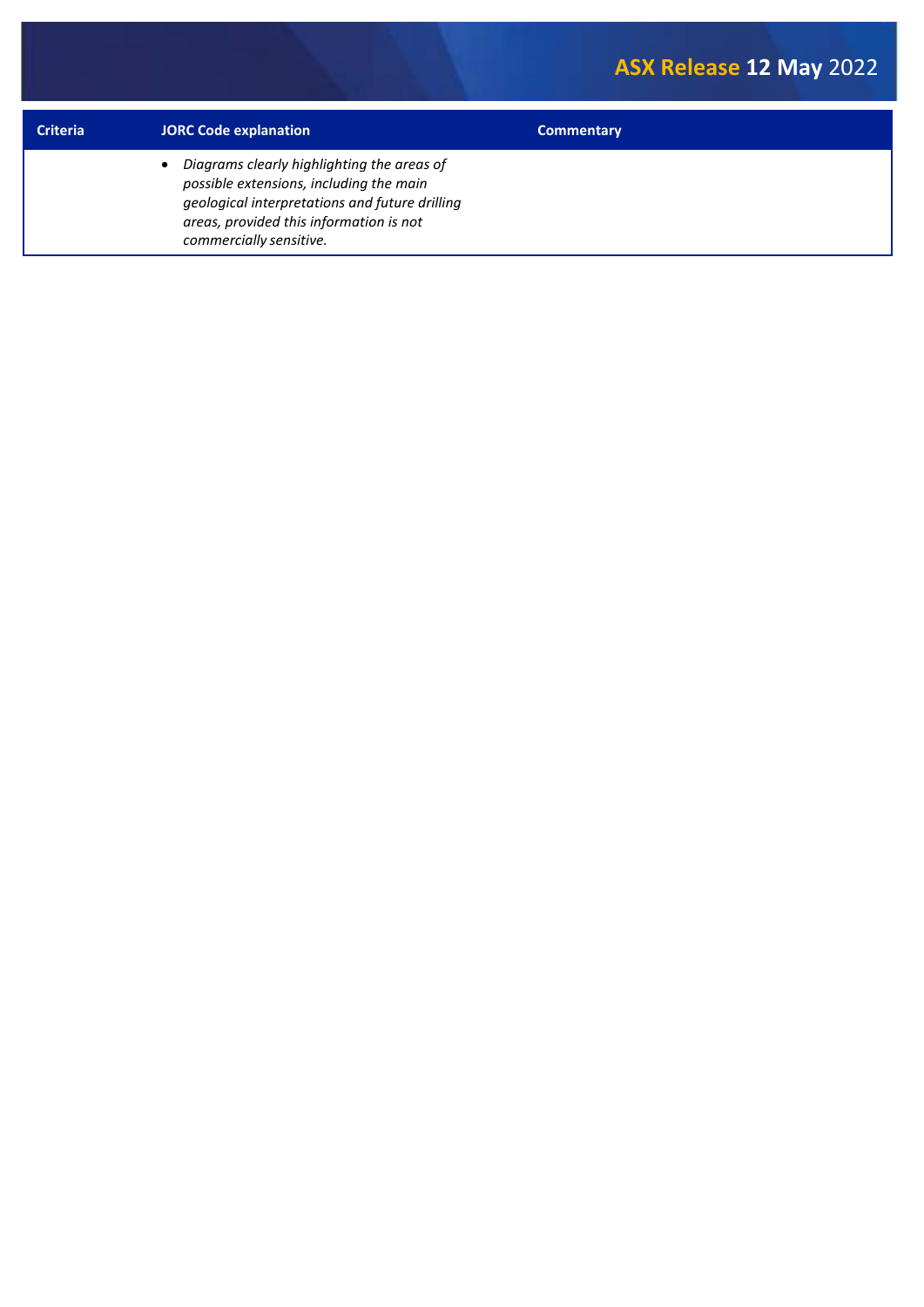| Criteria | JORC Code explanation | Commentary |
| --- | --- | --- |
| | • *Diagrams clearly highlighting the areas of possible extensions, including the main geological interpretations and future drilling areas, provided this information is not commercially sensitive.* | |